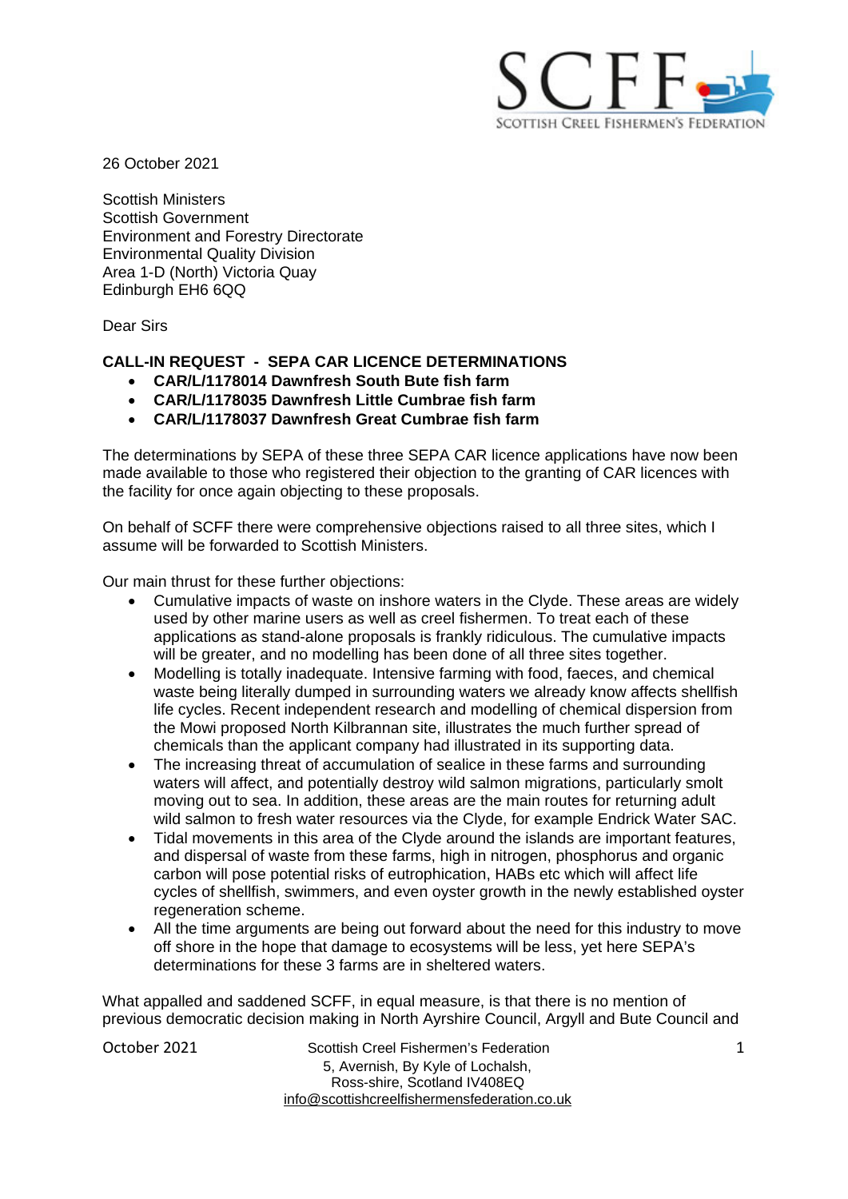26 October 2021

Scottish Ministers
Scottish Government
Environment and Forestry Directorate
Environmental Quality Division
Area 1-D (North) Victoria Quay
Edinburgh EH6 6QQ

Dear Sirs

**CALL-IN REQUEST - SEPA CAR LICENCE DETERMINATIONS**

- **CAR/L/1178014 Dawnfresh South Bute fish farm**
- **CAR/L/1178035 Dawnfresh Little Cumbrae fish farm**
- **CAR/L/1178037 Dawnfresh Great Cumbrae fish farm**

The determinations by SEPA of these three SEPA CAR licence applications have now been made available to those who registered their objection to the granting of CAR licences with the facility for once again objecting to these proposals.

On behalf of SCFF there were comprehensive objections raised to all three sites, which I assume will be forwarded to Scottish Ministers.

Our main thrust for these further objections:

- Cumulative impacts of waste on inshore waters in the Clyde. These areas are widely used by other marine users as well as creel fishermen. To treat each of these applications as stand-alone proposals is frankly ridiculous. The cumulative impacts will be greater, and no modelling has been done of all three sites together.
- Modelling is totally inadequate. Intensive farming with food, faeces, and chemical waste being literally dumped in surrounding waters we already know affects shellfish life cycles. Recent independent research and modelling of chemical dispersion from the Mowi proposed North Kilbrannan site, illustrates the much further spread of chemicals than the applicant company had illustrated in its supporting data.
- The increasing threat of accumulation of sealice in these farms and surrounding waters will affect, and potentially destroy wild salmon migrations, particularly smolt moving out to sea. In addition, these areas are the main routes for returning adult wild salmon to fresh water resources via the Clyde, for example Endrick Water SAC.
- Tidal movements in this area of the Clyde around the islands are important features, and dispersal of waste from these farms, high in nitrogen, phosphorus and organic carbon will pose potential risks of eutrophication, HABs etc which will affect life cycles of shellfish, swimmers, and even oyster growth in the newly established oyster regeneration scheme.
- All the time arguments are being out forward about the need for this industry to move off shore in the hope that damage to ecosystems will be less, yet here SEPA's determinations for these 3 farms are in sheltered waters.

What appalled and saddened SCFF, in equal measure, is that there is no mention of previous democratic decision making in North Ayrshire Council, Argyll and Bute Council and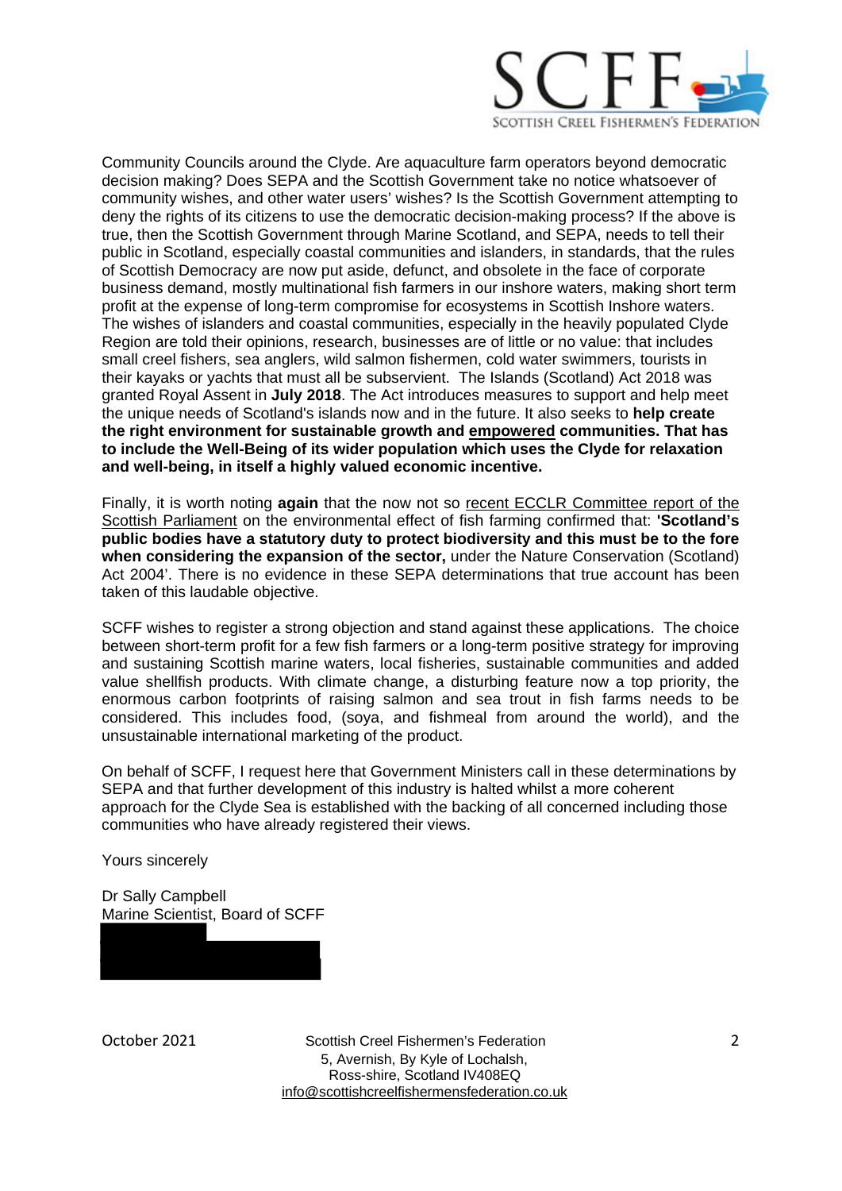Community Councils around the Clyde. Are aquaculture farm operators beyond democratic decision making? Does SEPA and the Scottish Government take no notice whatsoever of community wishes, and other water users' wishes? Is the Scottish Government attempting to deny the rights of its citizens to use the democratic decision-making process? If the above is true, then the Scottish Government through Marine Scotland, and SEPA, needs to tell their public in Scotland, especially coastal communities and islanders, in standards, that the rules of Scottish Democracy are now put aside, defunct, and obsolete in the face of corporate business demand, mostly multinational fish farmers in our inshore waters, making short term profit at the expense of long-term compromise for ecosystems in Scottish Inshore waters. The wishes of islanders and coastal communities, especially in the heavily populated Clyde Region are told their opinions, research, businesses are of little or no value: that includes small creel fishers, sea anglers, wild salmon fishermen, cold water swimmers, tourists in their kayaks or yachts that must all be subservient. The Islands (Scotland) Act 2018 was granted Royal Assent in **July 2018**. The Act introduces measures to support and help meet the unique needs of Scotland's islands now and in the future. It also seeks to **help create the right environment for sustainable growth and <u>empowered</u> communities. That has to include the Well-Being of its wider population which uses the Clyde for relaxation and well-being, in itself a highly valued economic incentive.**

Finally, it is worth noting **again** that the now not so <u>recent ECCLR Committee report of the Scottish Parliament</u> on the environmental effect of fish farming confirmed that: **'Scotland's public bodies have a statutory duty to protect biodiversity and this must be to the fore when considering the expansion of the sector,** under the Nature Conservation (Scotland) Act 2004'. There is no evidence in these SEPA determinations that true account has been taken of this laudable objective.

SCFF wishes to register a strong objection and stand against these applications. The choice between short-term profit for a few fish farmers or a long-term positive strategy for improving and sustaining Scottish marine waters, local fisheries, sustainable communities and added value shellfish products. With climate change, a disturbing feature now a top priority, the enormous carbon footprints of raising salmon and sea trout in fish farms needs to be considered. This includes food, (soya, and fishmeal from around the world), and the unsustainable international marketing of the product.

On behalf of SCFF, I request here that Government Ministers call in these determinations by SEPA and that further development of this industry is halted whilst a more coherent approach for the Clyde Sea is established with the backing of all concerned including those communities who have already registered their views.

Yours sincerely

Dr Sally Campbell
Marine Scientist, Board of SCFF

October 2021

Scottish Creel Fishermen's Federation
5, Avernish, By Kyle of Lochalsh,
Ross-shire, Scotland IV408EQ
info@scottishcreelfishermensfederation.co.uk